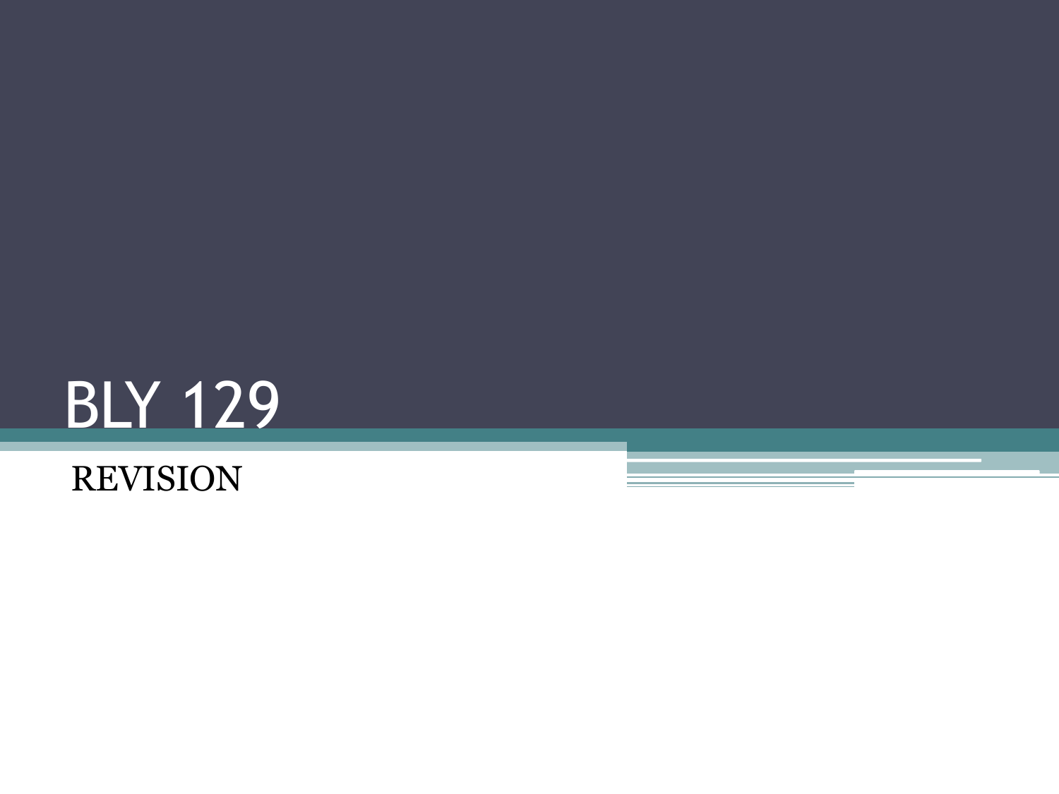# BLY 129

REVISION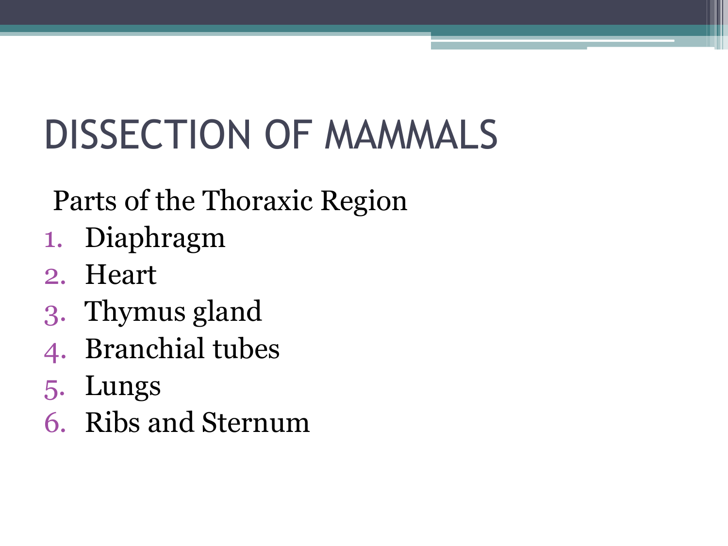# DISSECTION OF MAMMALS

Parts of the Thoraxic Region

1. Diaphragm
2. Heart
3. Thymus gland
4. Branchial tubes
5. Lungs
6. Ribs and Sternum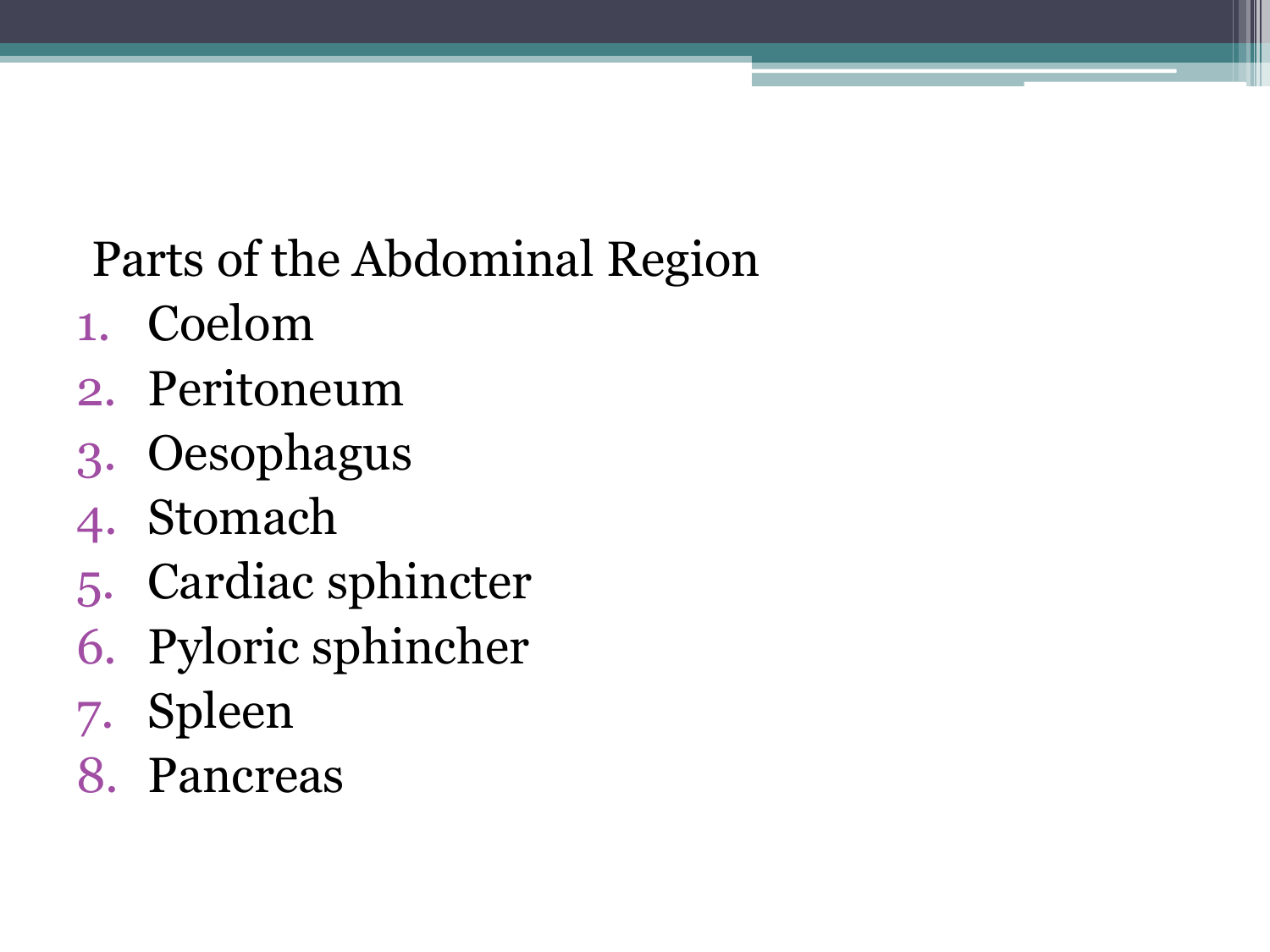Parts of the Abdominal Region

1. Coelom
2. Peritoneum
3. Oesophagus
4. Stomach
5. Cardiac sphincter
6. Pyloric sphincher
7. Spleen
8. Pancreas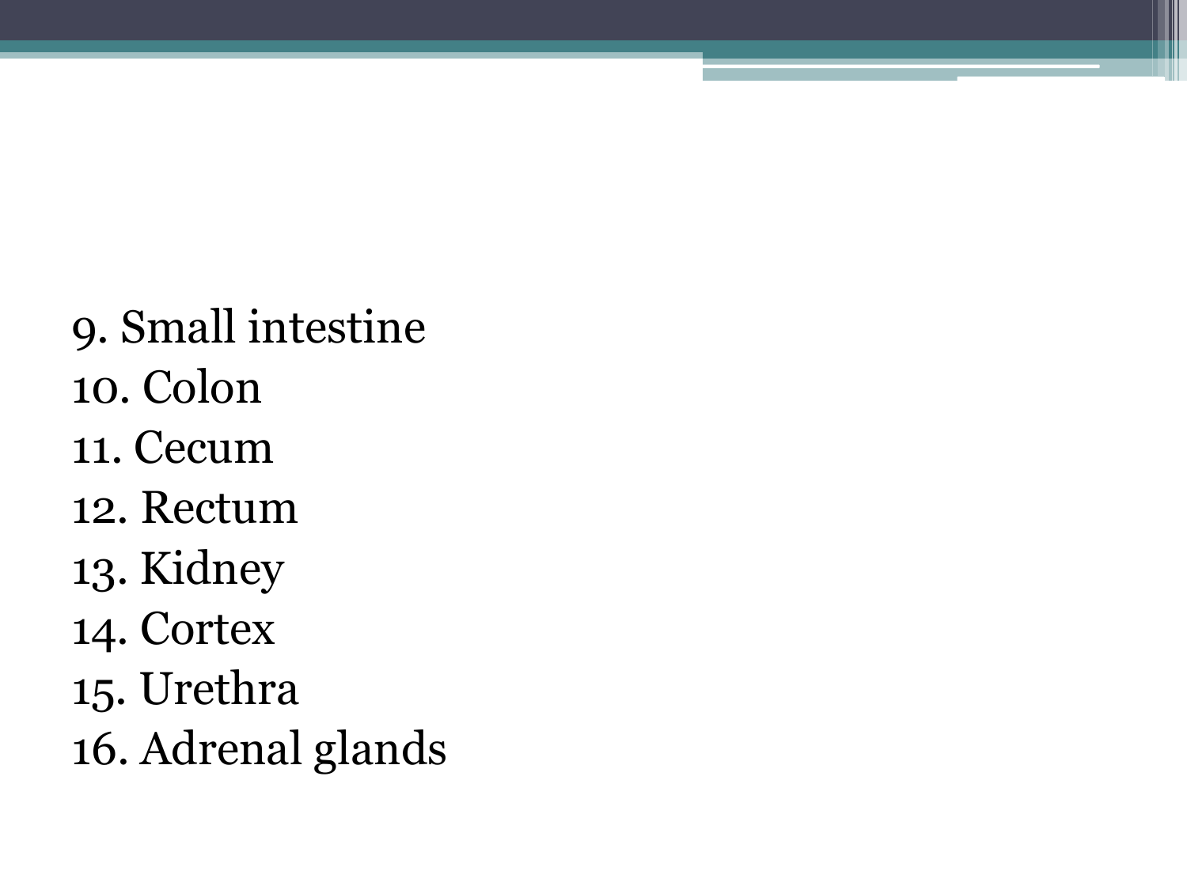9. Small intestine
10. Colon
11. Cecum
12. Rectum
13. Kidney
14. Cortex
15. Urethra
16. Adrenal glands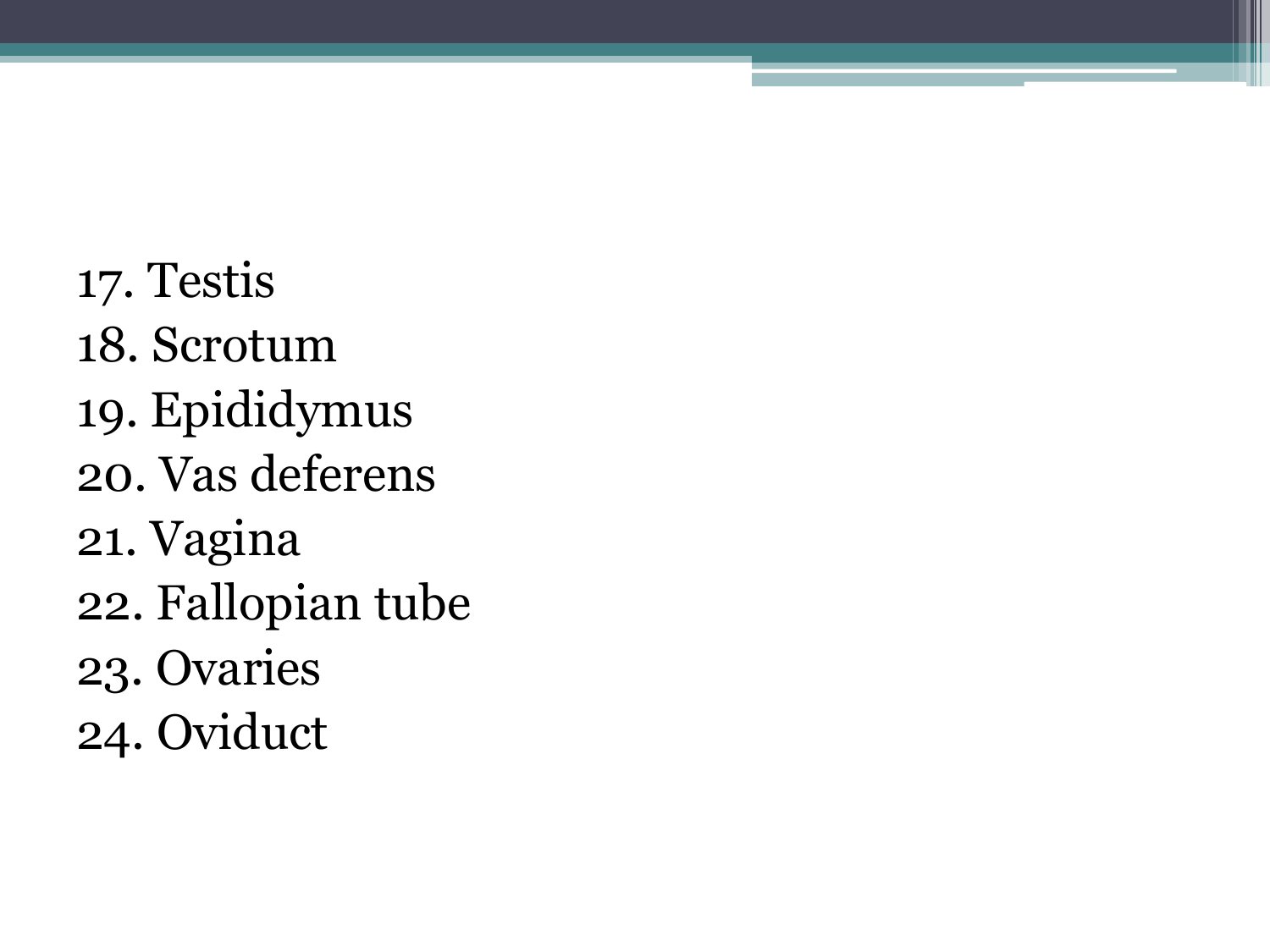17. Testis
18. Scrotum
19. Epididymus
20. Vas deferens
21. Vagina
22. Fallopian tube
23. Ovaries
24. Oviduct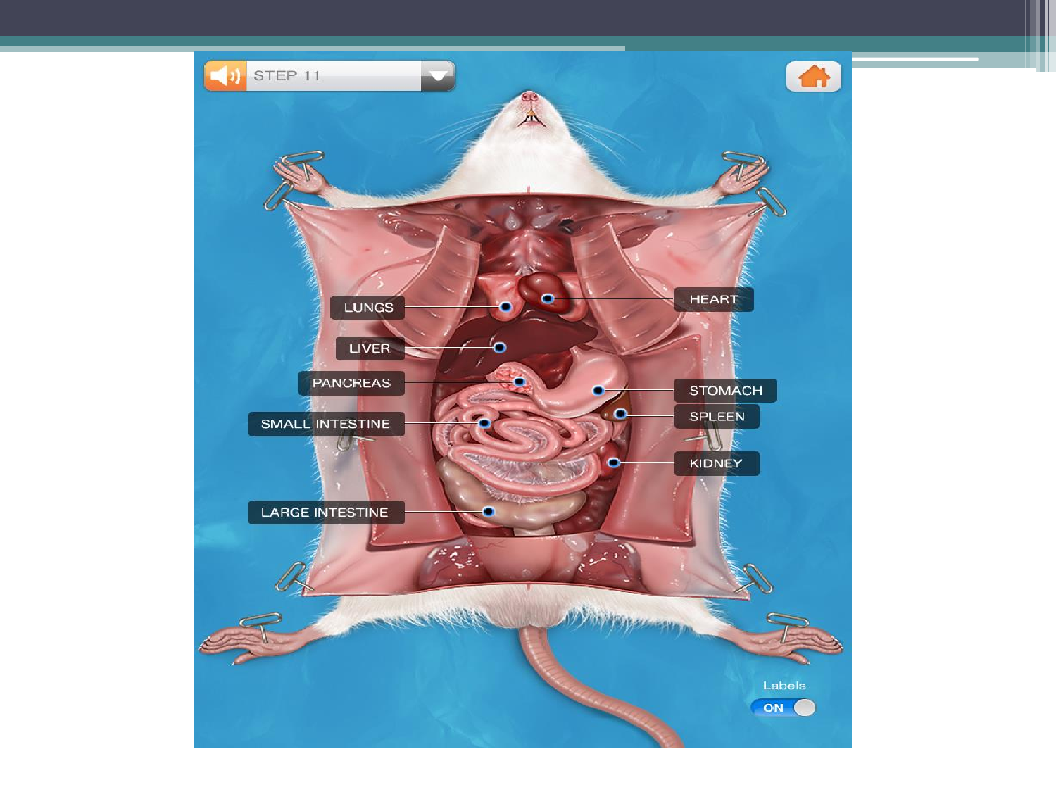STEP 11

LUNGS

HEART

LIVER

PANCREAS

STOMACH

SPLEEN

SMALL INTESTINE

KIDNEY

LARGE INTESTINE

Labels

ON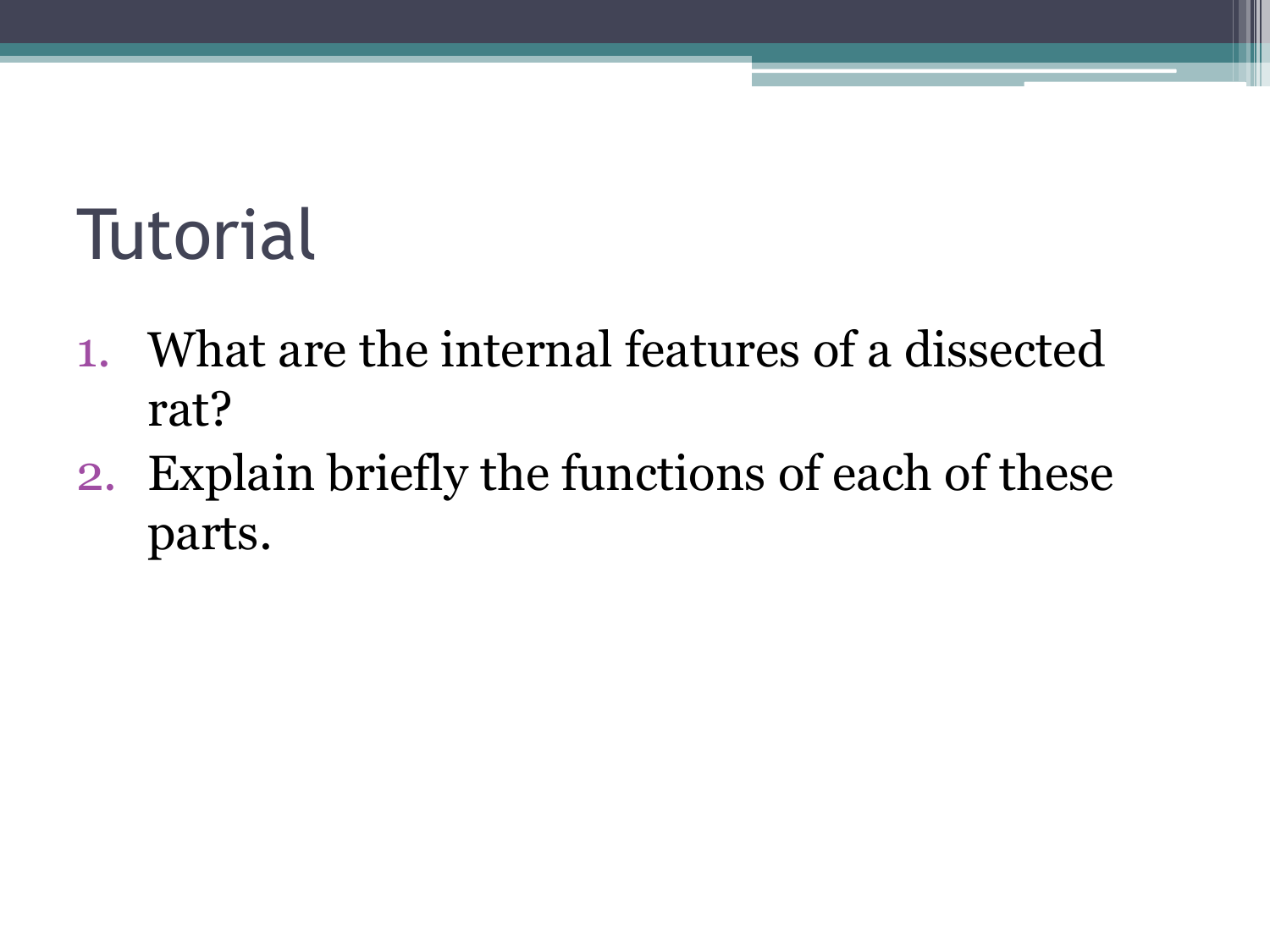# Tutorial

1. What are the internal features of a dissected rat?
2. Explain briefly the functions of each of these parts.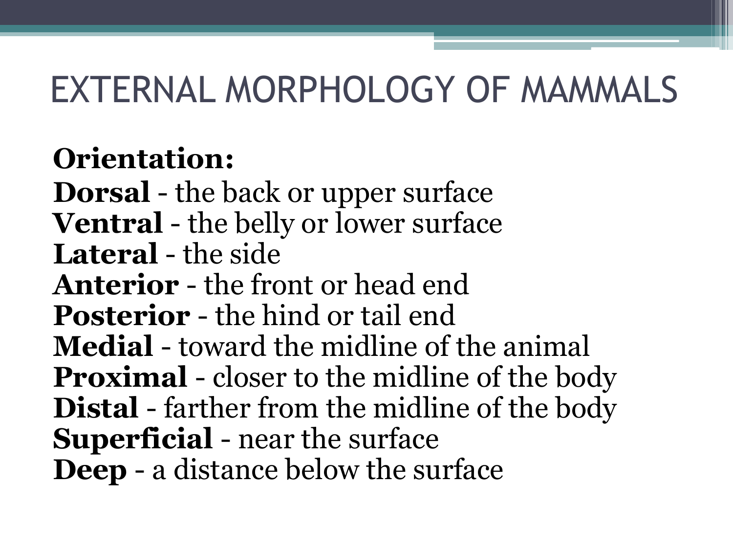# EXTERNAL MORPHOLOGY OF MAMMALS

**Orientation:**

**Dorsal** - the back or upper surface
**Ventral** - the belly or lower surface
**Lateral** - the side
**Anterior** - the front or head end
**Posterior** - the hind or tail end
**Medial** - toward the midline of the animal
**Proximal** - closer to the midline of the body
**Distal** - farther from the midline of the body
**Superficial** - near the surface
**Deep** - a distance below the surface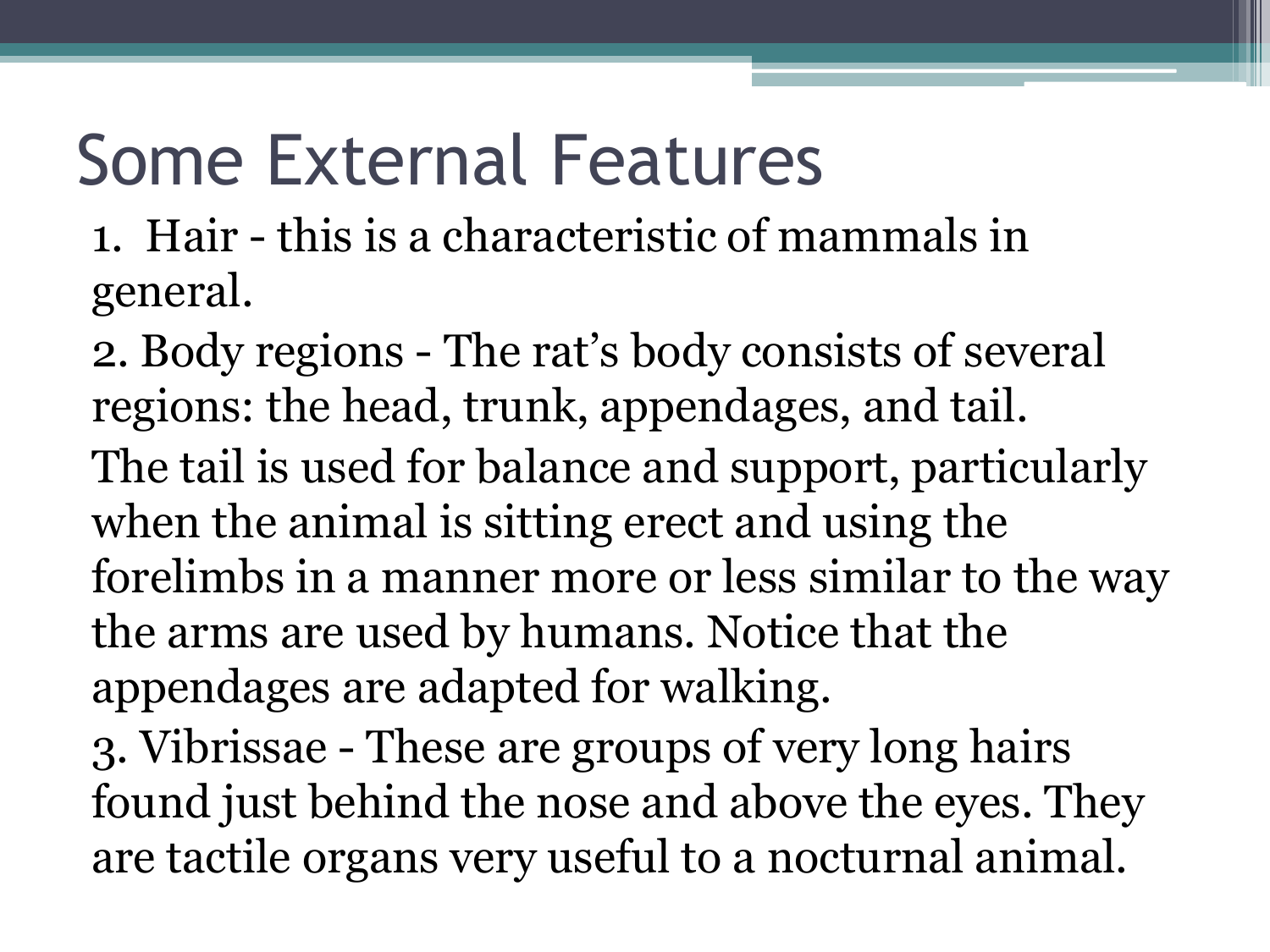# Some External Features

1. Hair - this is a characteristic of mammals in general.
2. Body regions - The rat's body consists of several regions: the head, trunk, appendages, and tail. The tail is used for balance and support, particularly when the animal is sitting erect and using the forelimbs in a manner more or less similar to the way the arms are used by humans. Notice that the appendages are adapted for walking.
3. Vibrissae - These are groups of very long hairs found just behind the nose and above the eyes. They are tactile organs very useful to a nocturnal animal.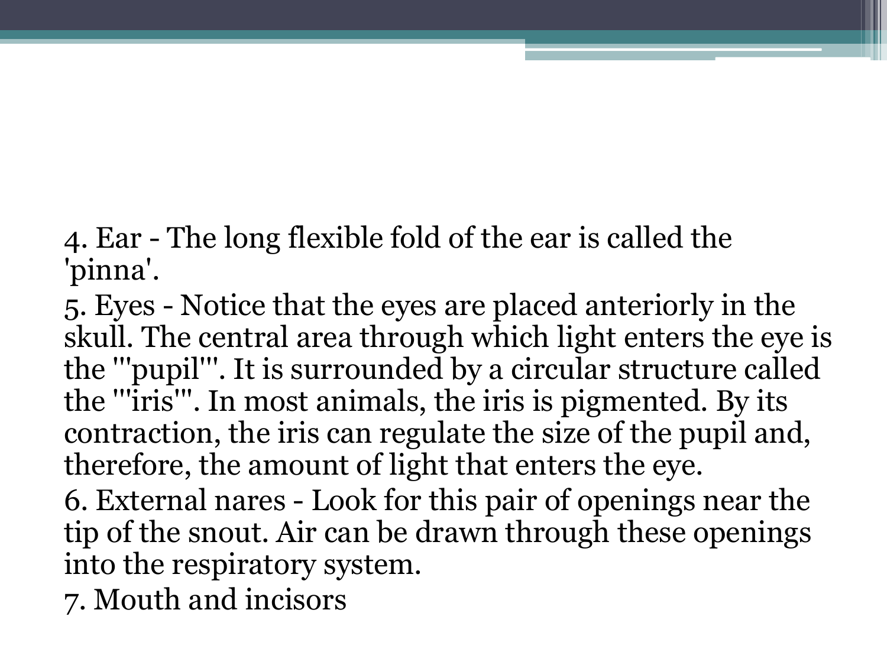4. Ear - The long flexible fold of the ear is called the 'pinna'.

5. Eyes - Notice that the eyes are placed anteriorly in the skull. The central area through which light enters the eye is the '''pupil'''. It is surrounded by a circular structure called the '''iris'''. In most animals, the iris is pigmented. By its contraction, the iris can regulate the size of the pupil and, therefore, the amount of light that enters the eye.

6. External nares - Look for this pair of openings near the tip of the snout. Air can be drawn through these openings into the respiratory system.

7. Mouth and incisors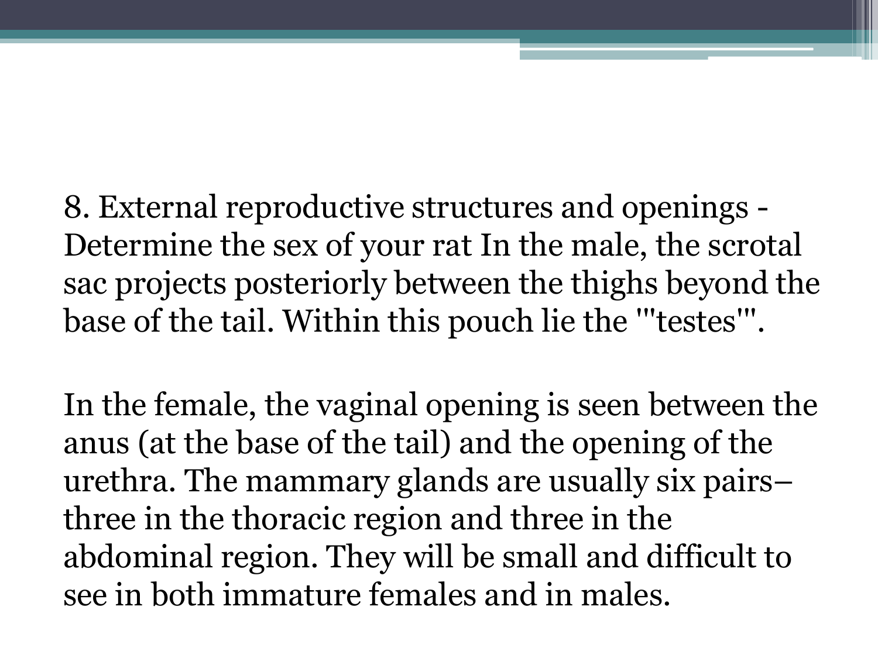8. External reproductive structures and openings - Determine the sex of your rat In the male, the scrotal sac projects posteriorly between the thighs beyond the base of the tail. Within this pouch lie the '"testes'".

In the female, the vaginal opening is seen between the anus (at the base of the tail) and the opening of the urethra. The mammary glands are usually six pairs– three in the thoracic region and three in the abdominal region. They will be small and difficult to see in both immature females and in males.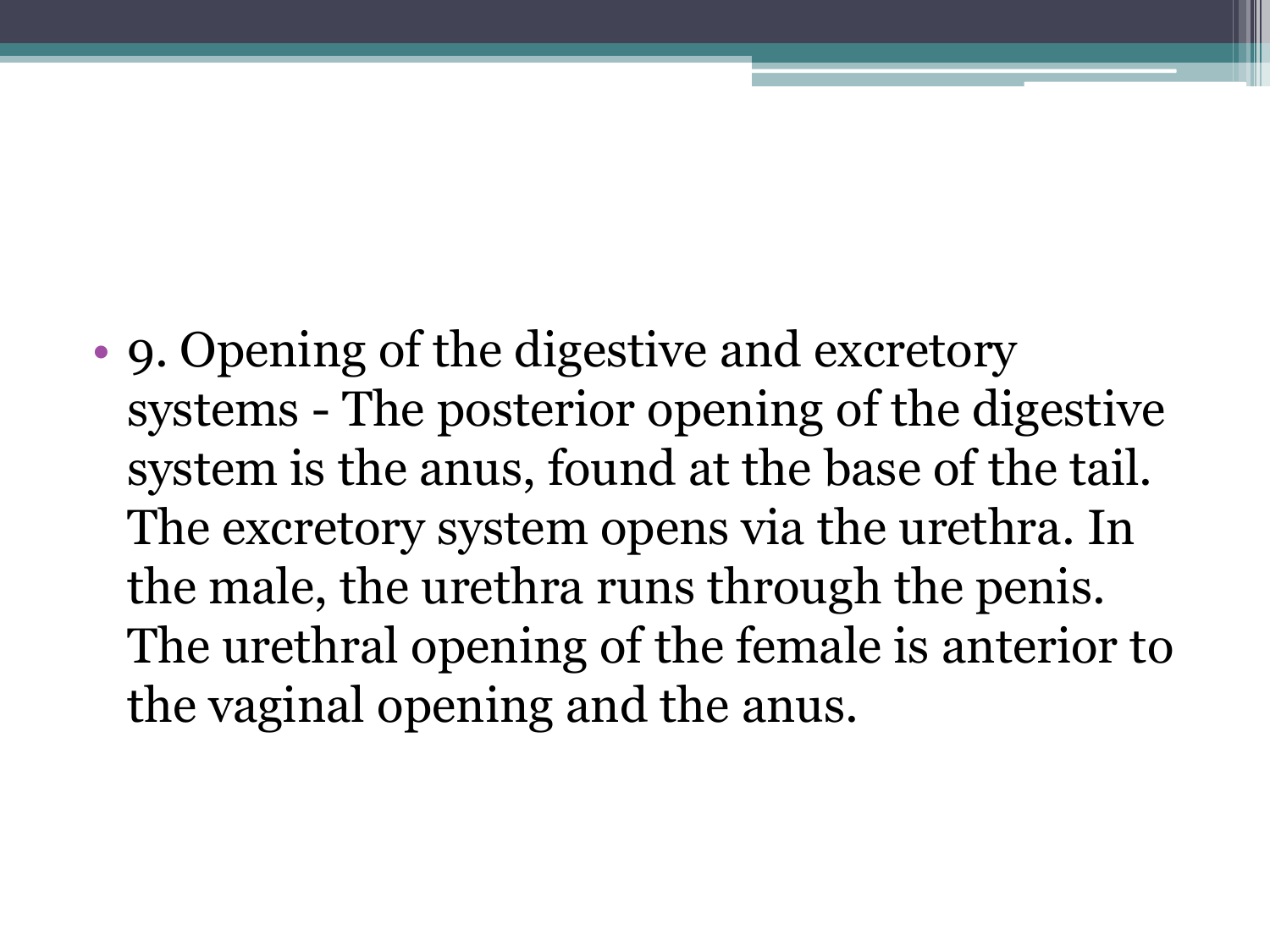- 9. Opening of the digestive and excretory systems - The posterior opening of the digestive system is the anus, found at the base of the tail. The excretory system opens via the urethra. In the male, the urethra runs through the penis. The urethral opening of the female is anterior to the vaginal opening and the anus.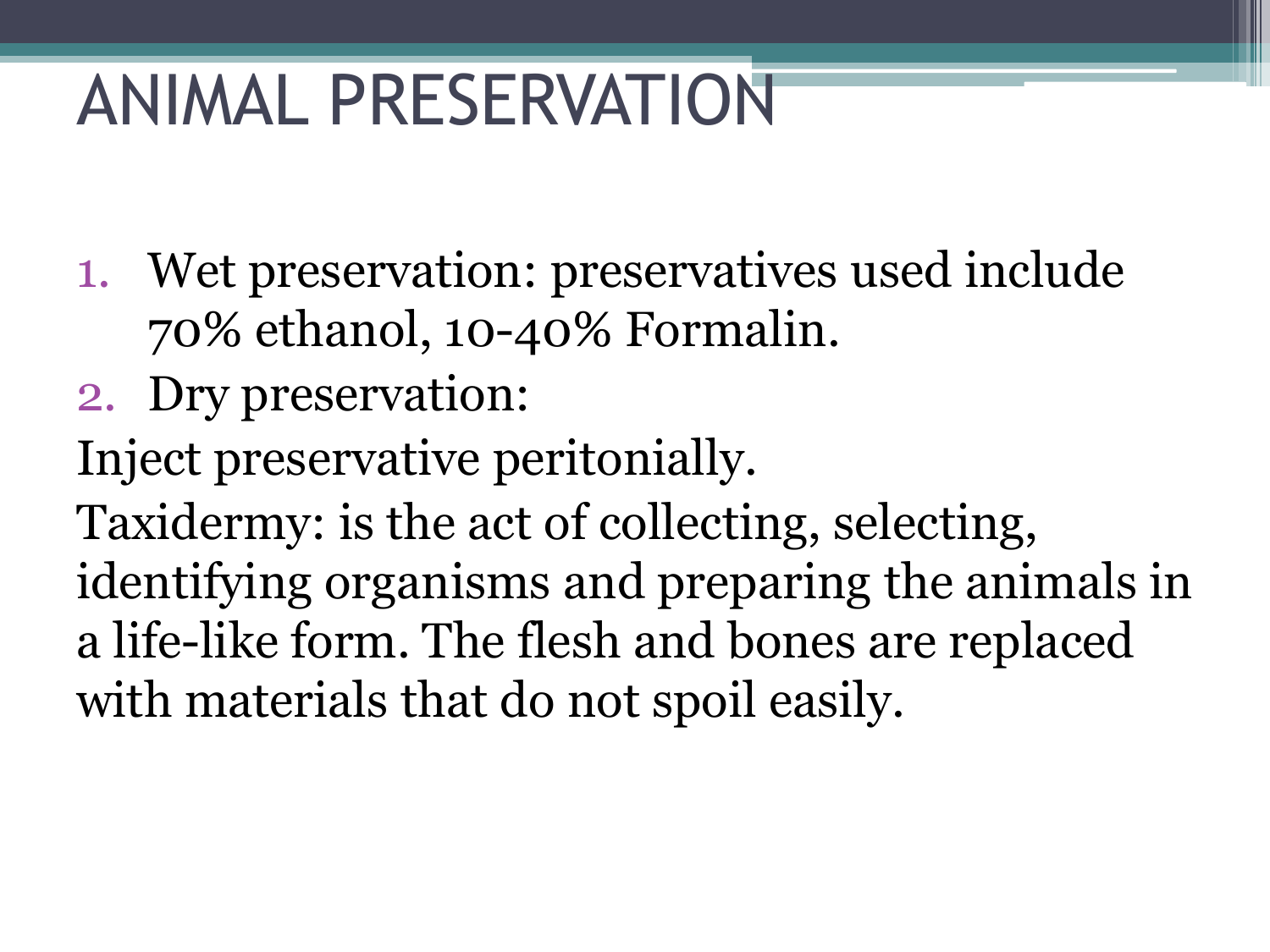# ANIMAL PRESERVATION

1. Wet preservation: preservatives used include 70% ethanol, 10-40% Formalin.
2. Dry preservation:

Inject preservative peritonially.

Taxidermy: is the act of collecting, selecting, identifying organisms and preparing the animals in a life-like form. The flesh and bones are replaced with materials that do not spoil easily.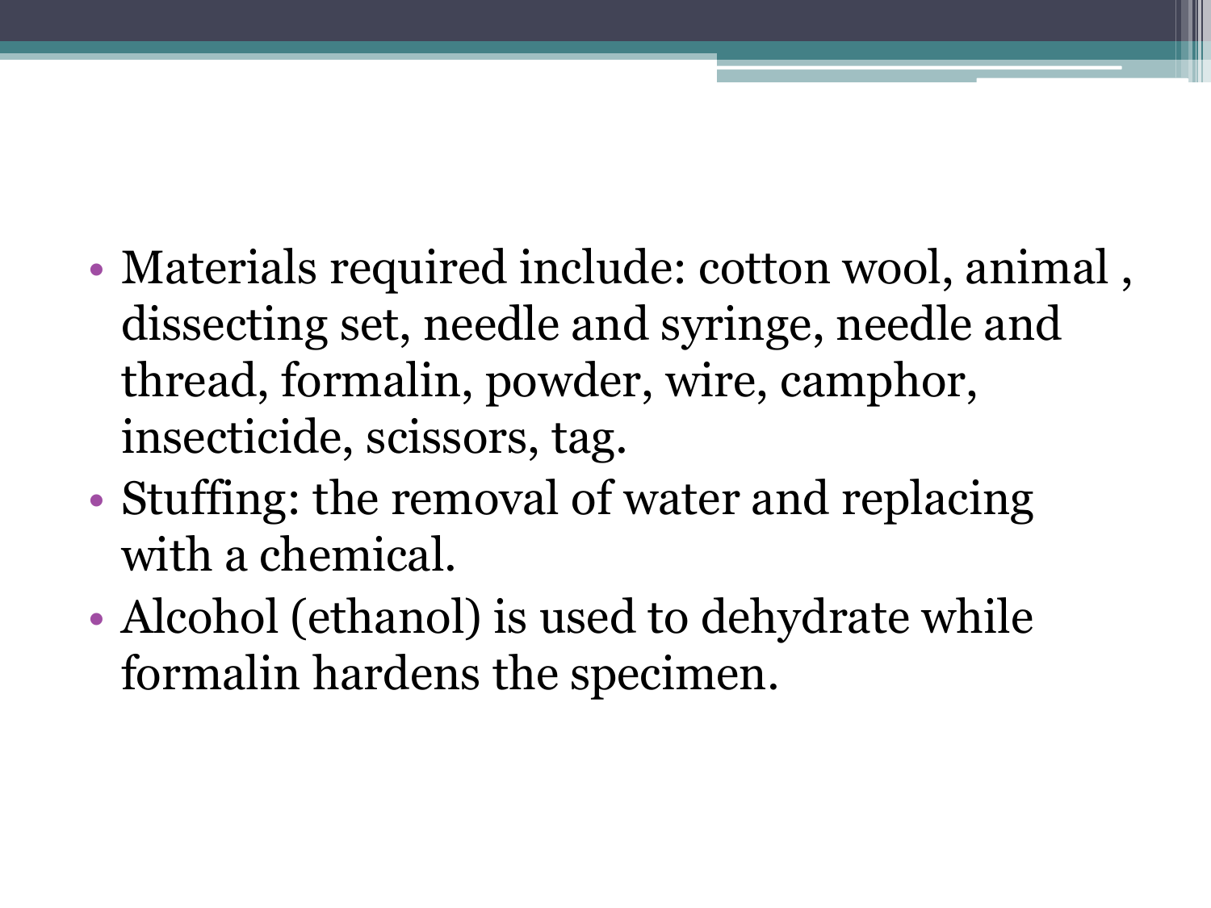- Materials required include: cotton wool, animal , dissecting set, needle and syringe, needle and thread, formalin, powder, wire, camphor, insecticide, scissors, tag.
- Stuffing: the removal of water and replacing with a chemical.
- Alcohol (ethanol) is used to dehydrate while formalin hardens the specimen.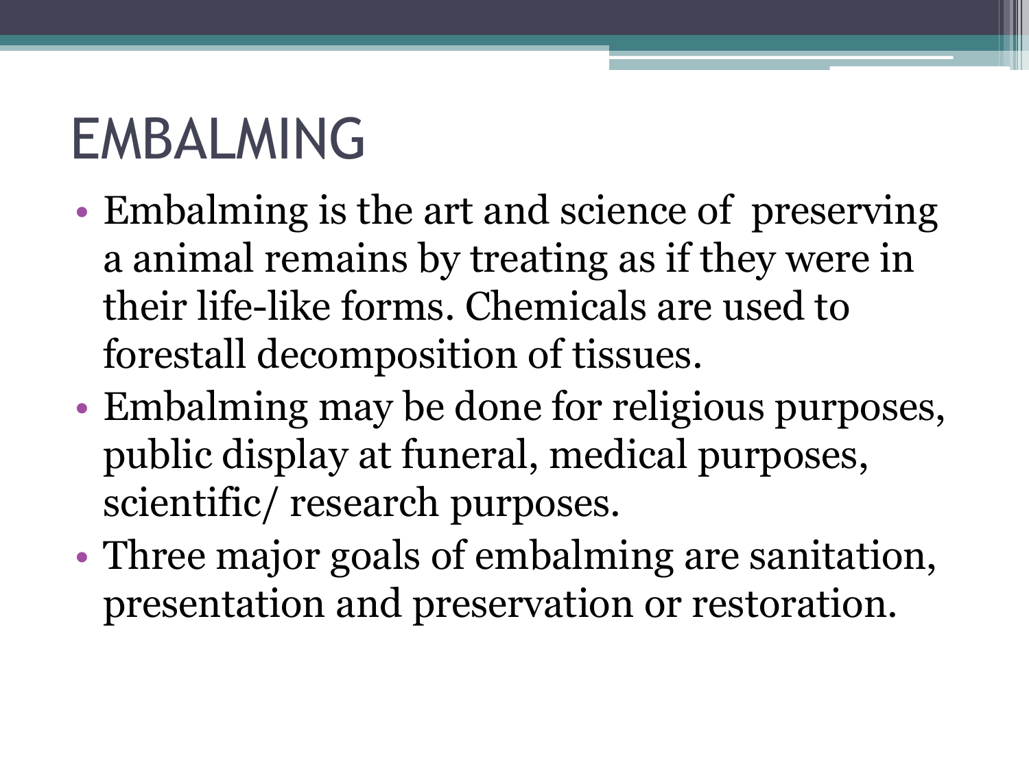# EMBALMING

- Embalming is the art and science of  preserving a animal remains by treating as if they were in their life-like forms. Chemicals are used to forestall decomposition of tissues.
- Embalming may be done for religious purposes, public display at funeral, medical purposes, scientific/ research purposes.
- Three major goals of embalming are sanitation, presentation and preservation or restoration.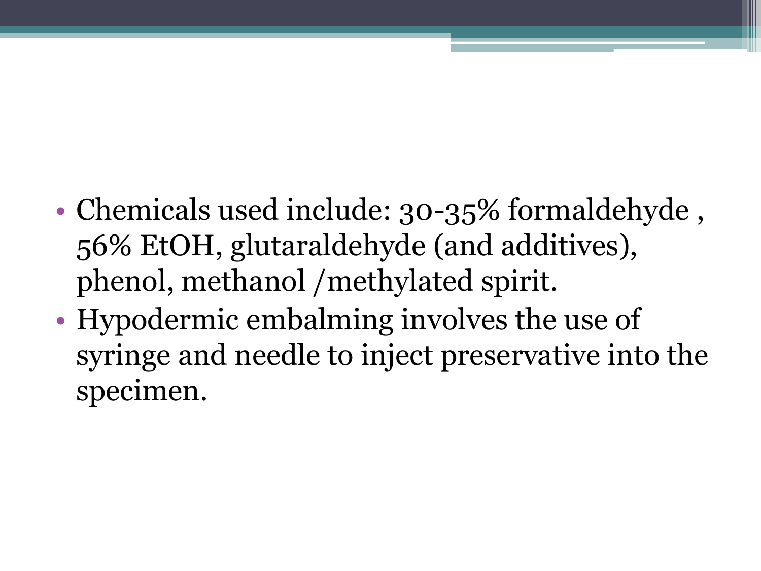- Chemicals used include: 30-35% formaldehyde , 56% EtOH, glutaraldehyde (and additives), phenol, methanol /methylated spirit.
- Hypodermic embalming involves the use of syringe and needle to inject preservative into the specimen.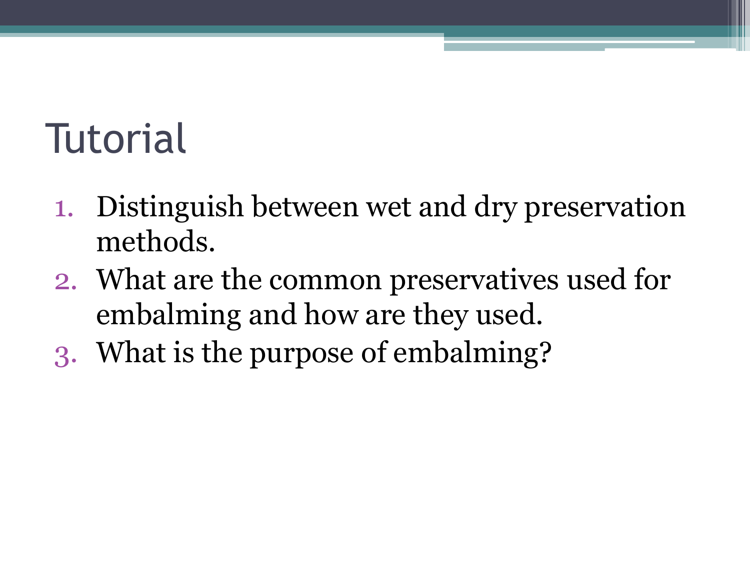# Tutorial

1. Distinguish between wet and dry preservation methods.
2. What are the common preservatives used for embalming and how are they used.
3. What is the purpose of embalming?